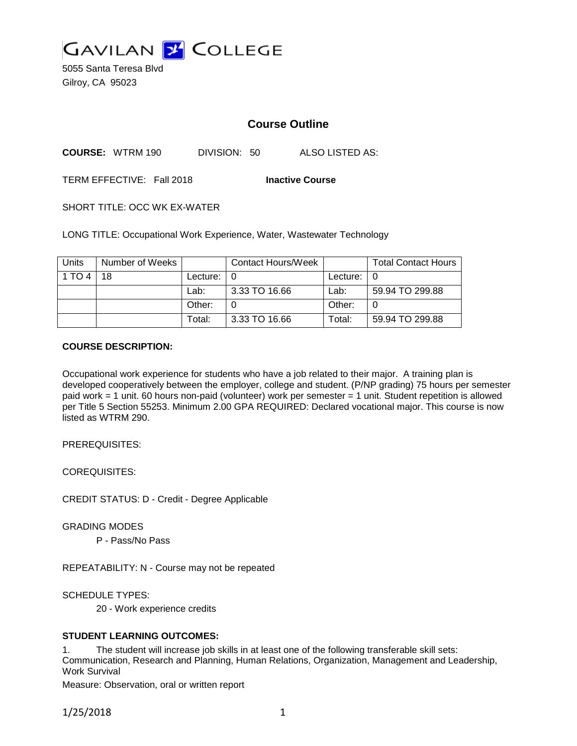GAVILAN COLLEGE

5055 Santa Teresa Blvd
Gilroy, CA 95023

## Course Outline

**COURSE:** WTRM 190 DIVISION: 50 ALSO LISTED AS:

TERM EFFECTIVE: Fall 2018 **Inactive Course**

SHORT TITLE: OCC WK EX-WATER

LONG TITLE: Occupational Work Experience, Water, Wastewater Technology

| Units | Number of Weeks | | Contact Hours/Week | | Total Contact Hours |
|---|---|---|---|---|---|
| 1 TO 4 | 18 | Lecture: | 0 | Lecture: | 0 |
| | | Lab: | 3.33 TO 16.66 | Lab: | 59.94 TO 299.88 |
| | | Other: | 0 | Other: | 0 |
| | | Total: | 3.33 TO 16.66 | Total: | 59.94 TO 299.88 |

**COURSE DESCRIPTION:**

Occupational work experience for students who have a job related to their major. A training plan is developed cooperatively between the employer, college and student. (P/NP grading) 75 hours per semester paid work = 1 unit. 60 hours non-paid (volunteer) work per semester = 1 unit. Student repetition is allowed per Title 5 Section 55253. Minimum 2.00 GPA REQUIRED: Declared vocational major. This course is now listed as WTRM 290.

PREREQUISITES:

COREQUISITES:

CREDIT STATUS: D - Credit - Degree Applicable

GRADING MODES

P - Pass/No Pass

REPEATABILITY: N - Course may not be repeated

SCHEDULE TYPES:

20 - Work experience credits

**STUDENT LEARNING OUTCOMES:**

1. The student will increase job skills in at least one of the following transferable skill sets: Communication, Research and Planning, Human Relations, Organization, Management and Leadership, Work Survival

Measure: Observation, oral or written report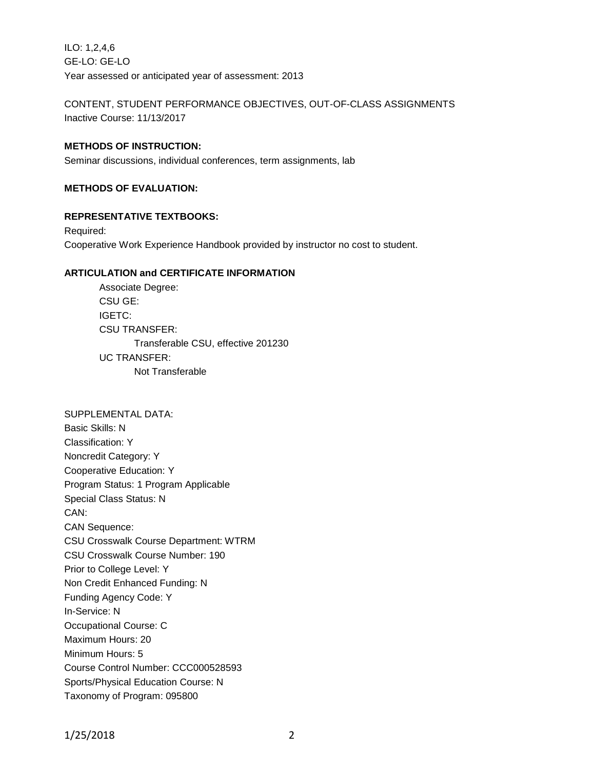ILO: 1,2,4,6
GE-LO: GE-LO
Year assessed or anticipated year of assessment: 2013

CONTENT, STUDENT PERFORMANCE OBJECTIVES, OUT-OF-CLASS ASSIGNMENTS
Inactive Course: 11/13/2017

**METHODS OF INSTRUCTION:**

Seminar discussions, individual conferences, term assignments, lab

**METHODS OF EVALUATION:**

**REPRESENTATIVE TEXTBOOKS:**

Required:
Cooperative Work Experience Handbook provided by instructor no cost to student.

**ARTICULATION and CERTIFICATE INFORMATION**

Associate Degree:
CSU GE:
IGETC:
CSU TRANSFER:
Transferable CSU, effective 201230
UC TRANSFER:
Not Transferable

SUPPLEMENTAL DATA:
Basic Skills: N
Classification: Y
Noncredit Category: Y
Cooperative Education: Y
Program Status: 1 Program Applicable
Special Class Status: N
CAN:
CAN Sequence:
CSU Crosswalk Course Department: WTRM
CSU Crosswalk Course Number: 190
Prior to College Level: Y
Non Credit Enhanced Funding: N
Funding Agency Code: Y
In-Service: N
Occupational Course: C
Maximum Hours: 20
Minimum Hours: 5
Course Control Number: CCC000528593
Sports/Physical Education Course: N
Taxonomy of Program: 095800